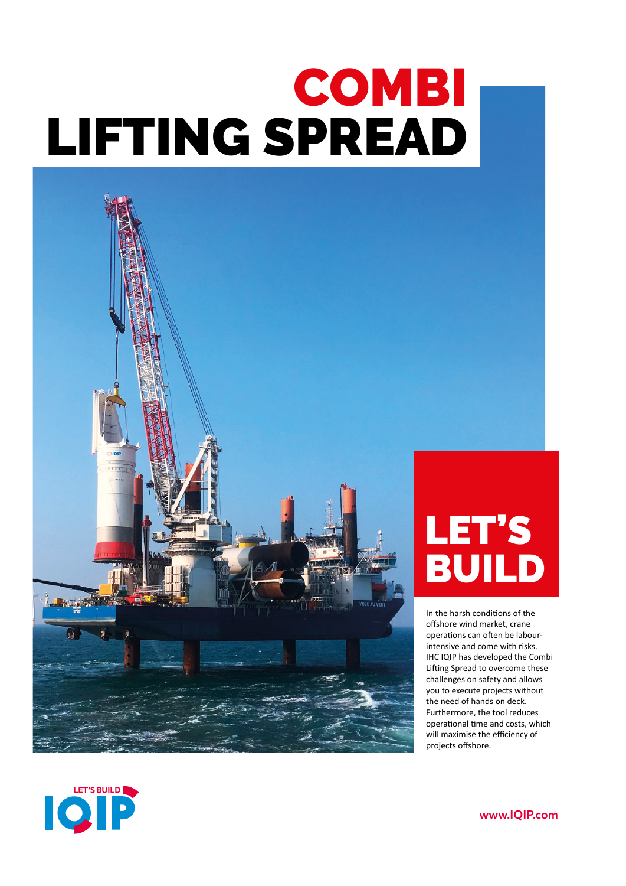# COMBI LIFTING SPREAD

## LET'S BUILD

In the harsh conditions of the offshore wind market, crane operations can often be labour-intensive and come with risks. IHC IQIP has developed the Combi Lifting Spread to overcome these challenges on safety and allows you to execute projects without the need of hands on deck. Furthermore, the tool reduces operational time and costs, which will maximise the efficiency of projects offshore.

LET'S BUILD IQIP

www.IQIP.com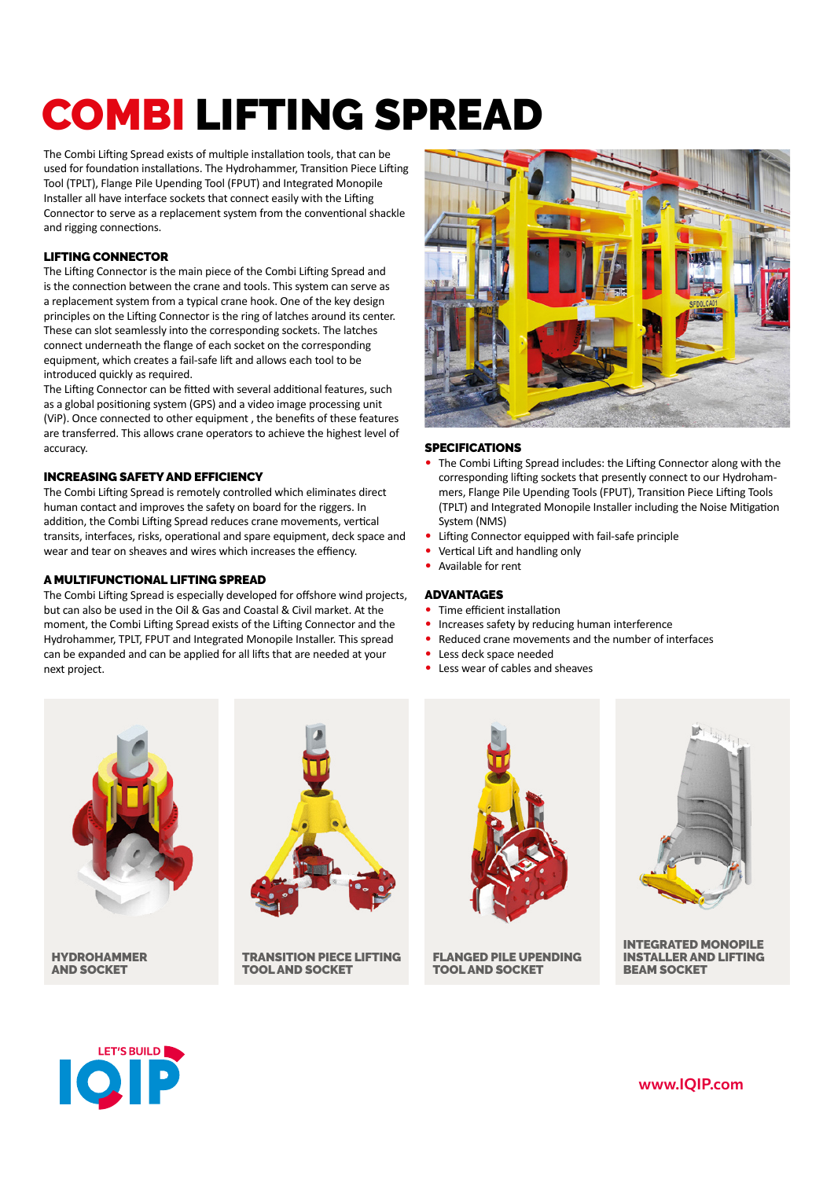# COMBI LIFTING SPREAD

The Combi Lifting Spread exists of multiple installation tools, that can be used for foundation installations. The Hydrohammer, Transition Piece Lifting Tool (TPLT), Flange Pile Upending Tool (FPUT) and Integrated Monopile Installer all have interface sockets that connect easily with the Lifting Connector to serve as a replacement system from the conventional shackle and rigging connections.

### LIFTING CONNECTOR

The Lifting Connector is the main piece of the Combi Lifting Spread and is the connection between the crane and tools. This system can serve as a replacement system from a typical crane hook. One of the key design principles on the Lifting Connector is the ring of latches around its center. These can slot seamlessly into the corresponding sockets. The latches connect underneath the flange of each socket on the corresponding equipment, which creates a fail-safe lift and allows each tool to be introduced quickly as required.

The Lifting Connector can be fitted with several additional features, such as a global positioning system (GPS) and a video image processing unit (ViP). Once connected to other equipment , the benefits of these features are transferred. This allows crane operators to achieve the highest level of accuracy.

### INCREASING SAFETY AND EFFICIENCY

The Combi Lifting Spread is remotely controlled which eliminates direct human contact and improves the safety on board for the riggers. In addition, the Combi Lifting Spread reduces crane movements, vertical transits, interfaces, risks, operational and spare equipment, deck space and wear and tear on sheaves and wires which increases the effiency.

### A MULTIFUNCTIONAL LIFTING SPREAD

The Combi Lifting Spread is especially developed for offshore wind projects, but can also be used in the Oil & Gas and Coastal & Civil market. At the moment, the Combi Lifting Spread exists of the Lifting Connector and the Hydrohammer, TPLT, FPUT and Integrated Monopile Installer. This spread can be expanded and can be applied for all lifts that are needed at your next project.

### SPECIFICATIONS

- The Combi Lifting Spread includes: the Lifting Connector along with the corresponding lifting sockets that presently connect to our Hydrohammers, Flange Pile Upending Tools (FPUT), Transition Piece Lifting Tools (TPLT) and Integrated Monopile Installer including the Noise Mitigation System (NMS)
- Lifting Connector equipped with fail-safe principle
- Vertical Lift and handling only
- Available for rent

### ADVANTAGES

- Time efficient installation
- Increases safety by reducing human interference
- Reduced crane movements and the number of interfaces
- Less deck space needed
- Less wear of cables and sheaves

HYDROHAMMER AND SOCKET

TRANSITION PIECE LIFTING TOOL AND SOCKET

FLANGED PILE UPENDING TOOL AND SOCKET

INTEGRATED MONOPILE INSTALLER AND LIFTING BEAM SOCKET

LET'S BUILD IQIP

www.IQIP.com